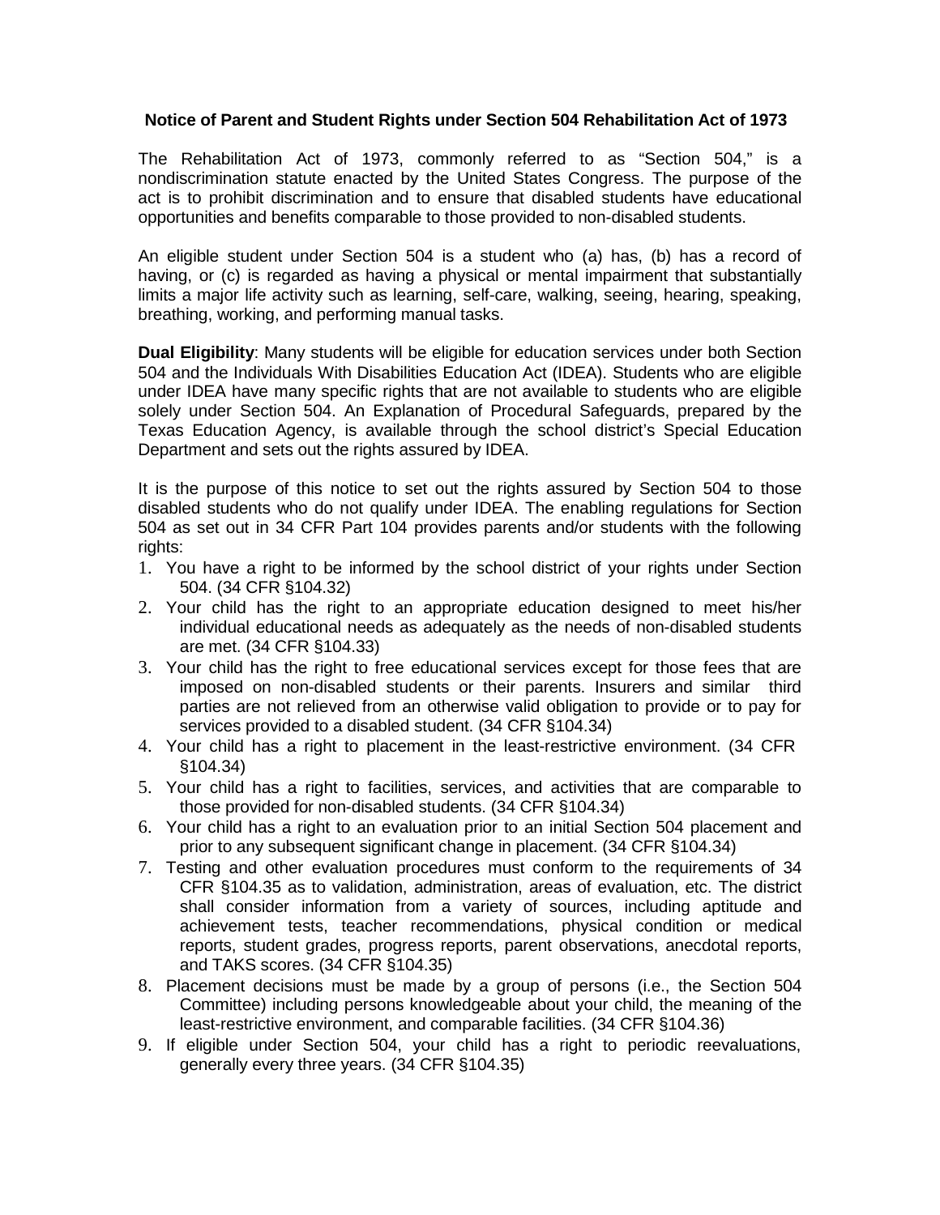**Notice of Parent and Student Rights under Section 504 Rehabilitation Act of 1973**

The Rehabilitation Act of 1973, commonly referred to as "Section 504," is a nondiscrimination statute enacted by the United States Congress. The purpose of the act is to prohibit discrimination and to ensure that disabled students have educational opportunities and benefits comparable to those provided to non-disabled students.

An eligible student under Section 504 is a student who (a) has, (b) has a record of having, or (c) is regarded as having a physical or mental impairment that substantially limits a major life activity such as learning, self-care, walking, seeing, hearing, speaking, breathing, working, and performing manual tasks.

**Dual Eligibility**: Many students will be eligible for education services under both Section 504 and the Individuals With Disabilities Education Act (IDEA). Students who are eligible under IDEA have many specific rights that are not available to students who are eligible solely under Section 504. An Explanation of Procedural Safeguards, prepared by the Texas Education Agency, is available through the school district's Special Education Department and sets out the rights assured by IDEA.

It is the purpose of this notice to set out the rights assured by Section 504 to those disabled students who do not qualify under IDEA. The enabling regulations for Section 504 as set out in 34 CFR Part 104 provides parents and/or students with the following rights:

1. You have a right to be informed by the school district of your rights under Section 504. (34 CFR §104.32)
2. Your child has the right to an appropriate education designed to meet his/her individual educational needs as adequately as the needs of non-disabled students are met. (34 CFR §104.33)
3. Your child has the right to free educational services except for those fees that are imposed on non-disabled students or their parents. Insurers and similar third parties are not relieved from an otherwise valid obligation to provide or to pay for services provided to a disabled student. (34 CFR §104.34)
4. Your child has a right to placement in the least-restrictive environment. (34 CFR §104.34)
5. Your child has a right to facilities, services, and activities that are comparable to those provided for non-disabled students. (34 CFR §104.34)
6. Your child has a right to an evaluation prior to an initial Section 504 placement and prior to any subsequent significant change in placement. (34 CFR §104.34)
7. Testing and other evaluation procedures must conform to the requirements of 34 CFR §104.35 as to validation, administration, areas of evaluation, etc. The district shall consider information from a variety of sources, including aptitude and achievement tests, teacher recommendations, physical condition or medical reports, student grades, progress reports, parent observations, anecdotal reports, and TAKS scores. (34 CFR §104.35)
8. Placement decisions must be made by a group of persons (i.e., the Section 504 Committee) including persons knowledgeable about your child, the meaning of the least-restrictive environment, and comparable facilities. (34 CFR §104.36)
9. If eligible under Section 504, your child has a right to periodic reevaluations, generally every three years. (34 CFR §104.35)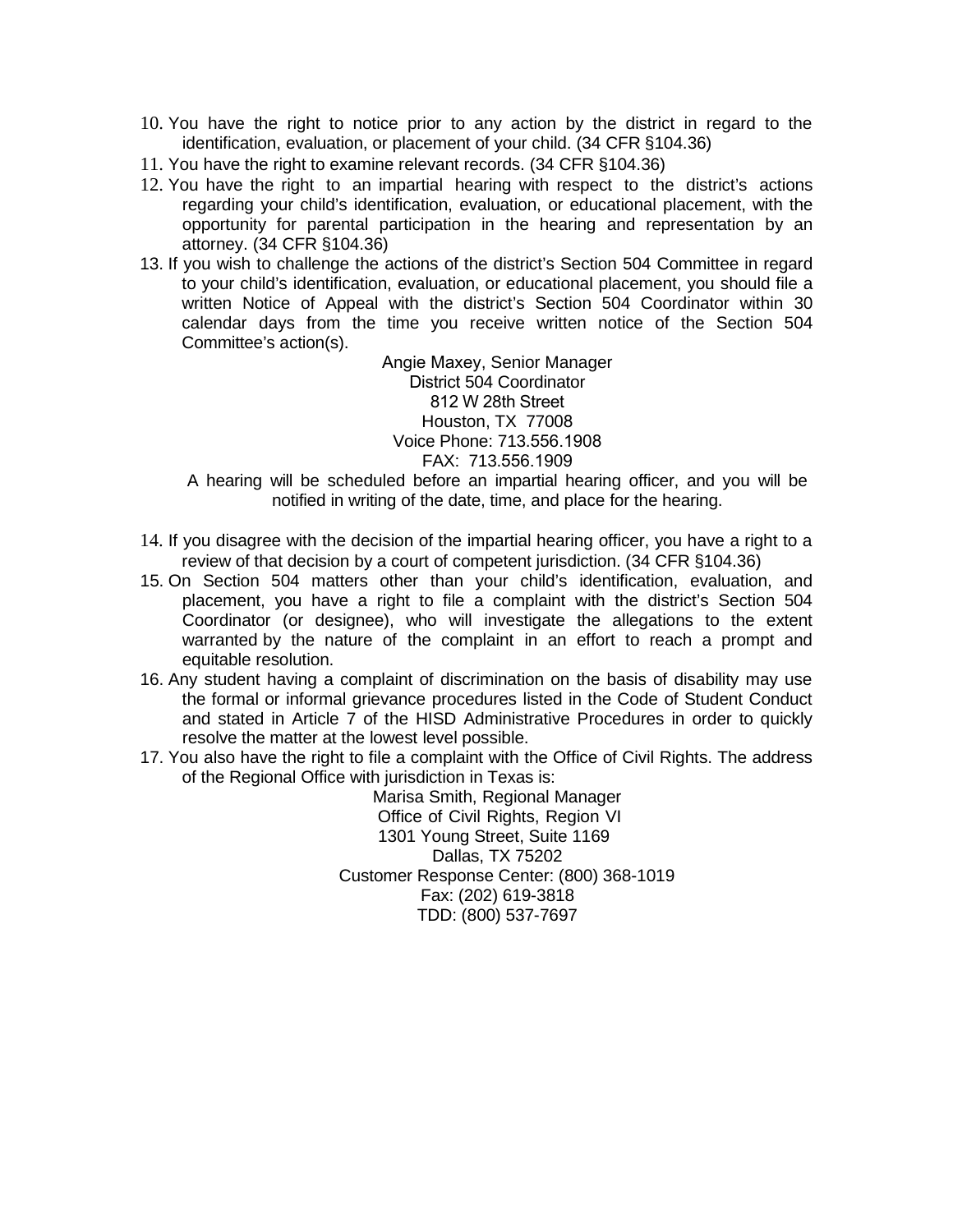10. You have the right to notice prior to any action by the district in regard to the identification, evaluation, or placement of your child. (34 CFR §104.36)
11. You have the right to examine relevant records. (34 CFR §104.36)
12. You have the right to an impartial hearing with respect to the district's actions regarding your child's identification, evaluation, or educational placement, with the opportunity for parental participation in the hearing and representation by an attorney. (34 CFR §104.36)
13. If you wish to challenge the actions of the district's Section 504 Committee in regard to your child's identification, evaluation, or educational placement, you should file a written Notice of Appeal with the district's Section 504 Coordinator within 30 calendar days from the time you receive written notice of the Section 504 Committee's action(s).

    Angie Maxey, Senior Manager
    District 504 Coordinator
    812 W 28th Street
    Houston, TX 77008
    Voice Phone: 713.556.1908
    FAX: 713.556.1909

    A hearing will be scheduled before an impartial hearing officer, and you will be notified in writing of the date, time, and place for the hearing.

14. If you disagree with the decision of the impartial hearing officer, you have a right to a review of that decision by a court of competent jurisdiction. (34 CFR §104.36)
15. On Section 504 matters other than your child's identification, evaluation, and placement, you have a right to file a complaint with the district's Section 504 Coordinator (or designee), who will investigate the allegations to the extent warranted by the nature of the complaint in an effort to reach a prompt and equitable resolution.
16. Any student having a complaint of discrimination on the basis of disability may use the formal or informal grievance procedures listed in the Code of Student Conduct and stated in Article 7 of the HISD Administrative Procedures in order to quickly resolve the matter at the lowest level possible.
17. You also have the right to file a complaint with the Office of Civil Rights. The address of the Regional Office with jurisdiction in Texas is:

    Marisa Smith, Regional Manager
    Office of Civil Rights, Region VI
    1301 Young Street, Suite 1169
    Dallas, TX 75202
    Customer Response Center: (800) 368-1019
    Fax: (202) 619-3818
    TDD: (800) 537-7697